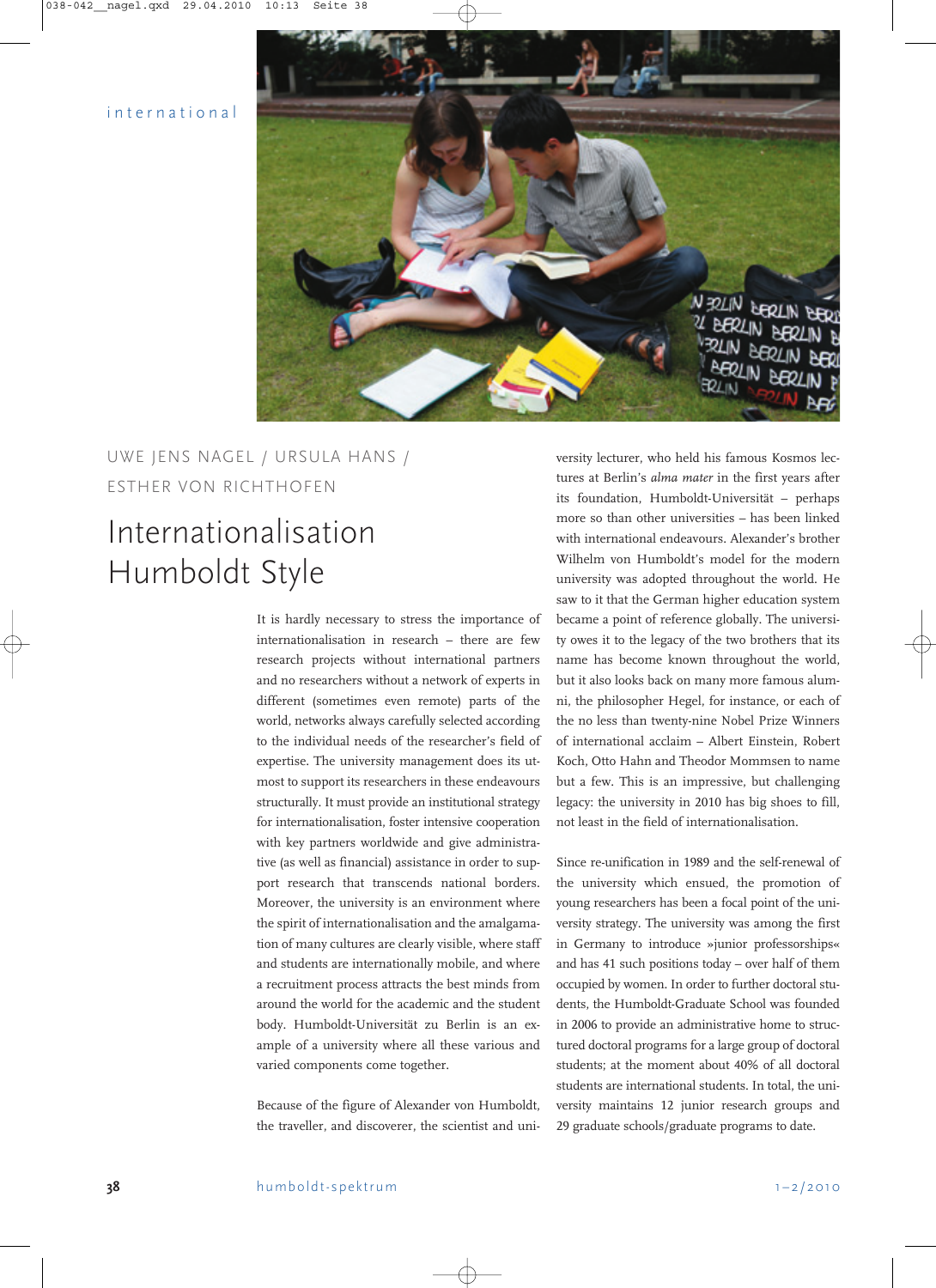international

UWE JENS NAGEL / URSULA HANS / ESTHER VON RICHTHOFEN

# Internationalisation Humboldt Style

It is hardly necessary to stress the importance of internationalisation in research – there are few research projects without international partners and no researchers without a network of experts in different (sometimes even remote) parts of the world, networks always carefully selected according to the individual needs of the researcher's field of expertise. The university management does its utmost to support its researchers in these endeavours structurally. It must provide an institutional strategy for internationalisation, foster intensive cooperation with key partners worldwide and give administrative (as well as financial) assistance in order to support research that transcends national borders. Moreover, the university is an environment where the spirit of internationalisation and the amalgamation of many cultures are clearly visible, where staff and students are internationally mobile, and where a recruitment process attracts the best minds from around the world for the academic and the student body. Humboldt-Universität zu Berlin is an example of a university where all these various and varied components come together.

Because of the figure of Alexander von Humboldt, the traveller, and discoverer, the scientist and university lecturer, who held his famous Kosmos lectures at Berlin's *alma mater* in the first years after its foundation, Humboldt-Universität – perhaps more so than other universities – has been linked with international endeavours. Alexander's brother Wilhelm von Humboldt's model for the modern university was adopted throughout the world. He saw to it that the German higher education system became a point of reference globally. The university owes it to the legacy of the two brothers that its name has become known throughout the world, but it also looks back on many more famous alumni, the philosopher Hegel, for instance, or each of the no less than twenty-nine Nobel Prize Winners of international acclaim – Albert Einstein, Robert Koch, Otto Hahn and Theodor Mommsen to name but a few. This is an impressive, but challenging legacy: the university in 2010 has big shoes to fill, not least in the field of internationalisation.

Since re-unification in 1989 and the self-renewal of the university which ensued, the promotion of young researchers has been a focal point of the university strategy. The university was among the first in Germany to introduce »junior professorships« and has 41 such positions today – over half of them occupied by women. In order to further doctoral students, the Humboldt-Graduate School was founded in 2006 to provide an administrative home to structured doctoral programs for a large group of doctoral students; at the moment about 40% of all doctoral students are international students. In total, the university maintains 12 junior research groups and 29 graduate schools/graduate programs to date.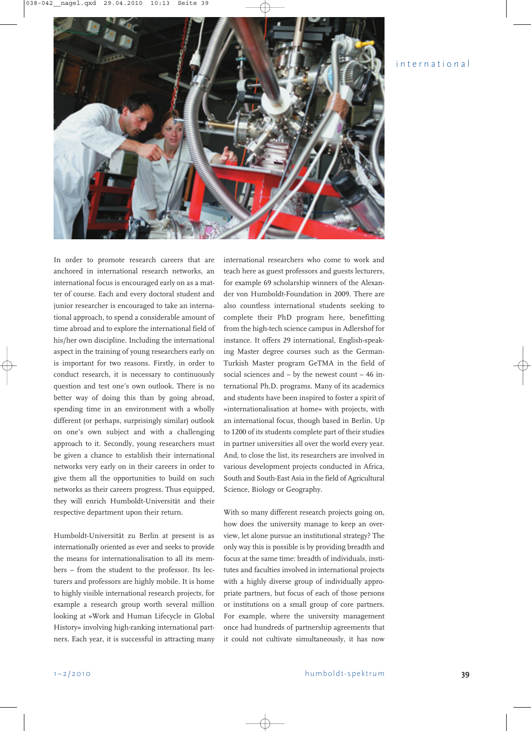In order to promote research careers that are anchored in international research networks, an international focus is encouraged early on as a matter of course. Each and every doctoral student and junior researcher is encouraged to take an international approach, to spend a considerable amount of time abroad and to explore the international field of his/her own discipline. Including the international aspect in the training of young researchers early on is important for two reasons. Firstly, in order to conduct research, it is necessary to continuously question and test one's own outlook. There is no better way of doing this than by going abroad, spending time in an environment with a wholly different (or perhaps, surprisingly similar) outlook on one's own subject and with a challenging approach to it. Secondly, young researchers must be given a chance to establish their international networks very early on in their careers in order to give them all the opportunities to build on such networks as their careers progress. Thus equipped, they will enrich Humboldt-Universität and their respective department upon their return.

Humboldt-Universität zu Berlin at present is as internationally oriented as ever and seeks to provide the means for internationalisation to all its members – from the student to the professor. Its lecturers and professors are highly mobile. It is home to highly visible international research projects, for example a research group worth several million looking at »Work and Human Lifecycle in Global History» involving high-ranking international partners. Each year, it is successful in attracting many international researchers who come to work and teach here as guest professors and guests lecturers, for example 69 scholarship winners of the Alexander von Humboldt-Foundation in 2009. There are also countless international students seeking to complete their PhD program here, benefitting from the high-tech science campus in Adlershof for instance. It offers 29 international, English-speaking Master degree courses such as the German-Turkish Master program GeTMA in the field of social sciences and – by the newest count – 46 international Ph.D. programs. Many of its academics and students have been inspired to foster a spirit of »internationalisation at home« with projects, with an international focus, though based in Berlin. Up to 1200 of its students complete part of their studies in partner universities all over the world every year. And, to close the list, its researchers are involved in various development projects conducted in Africa, South and South-East Asia in the field of Agricultural Science, Biology or Geography.

With so many different research projects going on, how does the university manage to keep an overview, let alone pursue an institutional strategy? The only way this is possible is by providing breadth and focus at the same time: breadth of individuals, institutes and faculties involved in international projects with a highly diverse group of individually appropriate partners, but focus of each of those persons or institutions on a small group of core partners. For example, where the university management once had hundreds of partnership agreements that it could not cultivate simultaneously, it has now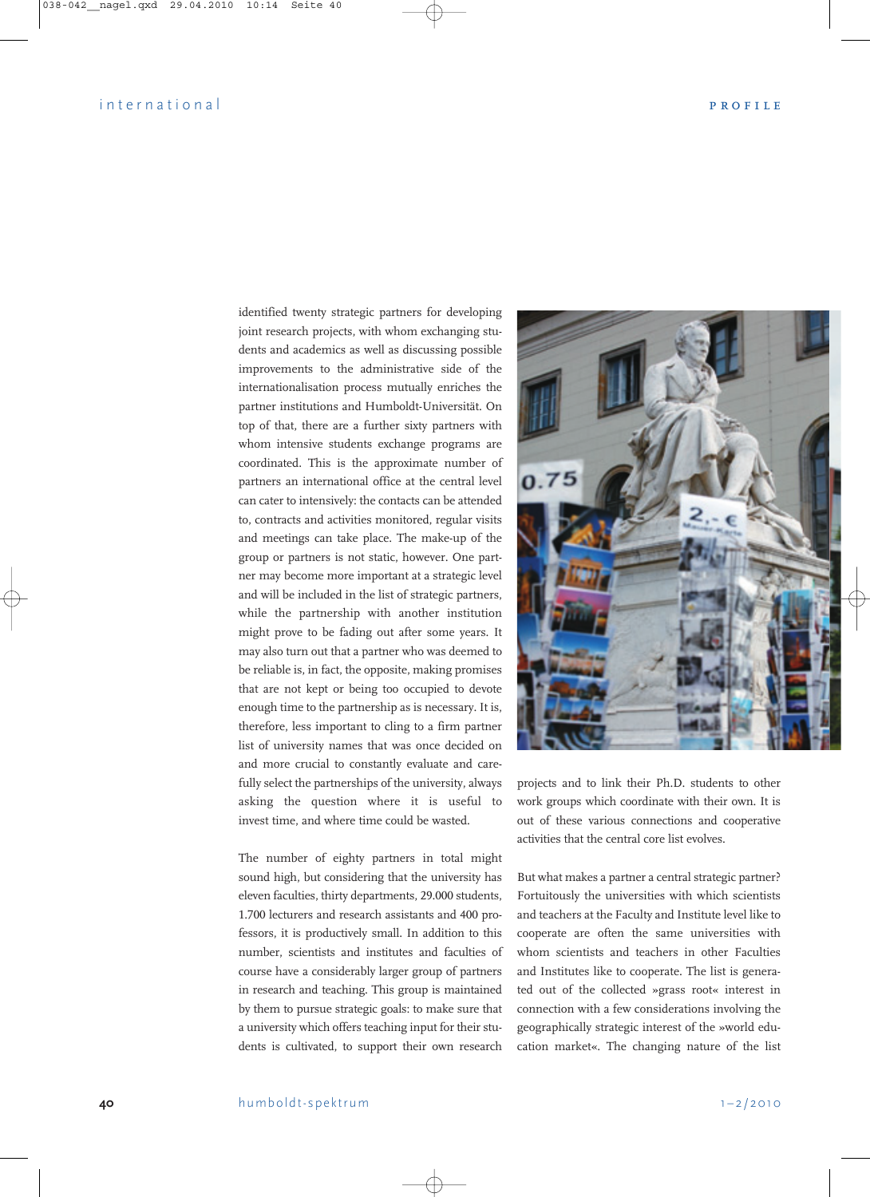identified twenty strategic partners for developing joint research projects, with whom exchanging students and academics as well as discussing possible improvements to the administrative side of the internationalisation process mutually enriches the partner institutions and Humboldt-Universität. On top of that, there are a further sixty partners with whom intensive students exchange programs are coordinated. This is the approximate number of partners an international office at the central level can cater to intensively: the contacts can be attended to, contracts and activities monitored, regular visits and meetings can take place. The make-up of the group or partners is not static, however. One partner may become more important at a strategic level and will be included in the list of strategic partners, while the partnership with another institution might prove to be fading out after some years. It may also turn out that a partner who was deemed to be reliable is, in fact, the opposite, making promises that are not kept or being too occupied to devote enough time to the partnership as is necessary. It is, therefore, less important to cling to a firm partner list of university names that was once decided on and more crucial to constantly evaluate and carefully select the partnerships of the university, always asking the question where it is useful to invest time, and where time could be wasted.

The number of eighty partners in total might sound high, but considering that the university has eleven faculties, thirty departments, 29.000 students, 1.700 lecturers and research assistants and 400 professors, it is productively small. In addition to this number, scientists and institutes and faculties of course have a considerably larger group of partners in research and teaching. This group is maintained by them to pursue strategic goals: to make sure that a university which offers teaching input for their students is cultivated, to support their own research projects and to link their Ph.D. students to other work groups which coordinate with their own. It is out of these various connections and cooperative activities that the central core list evolves.

But what makes a partner a central strategic partner? Fortuitously the universities with which scientists and teachers at the Faculty and Institute level like to cooperate are often the same universities with whom scientists and teachers in other Faculties and Institutes like to cooperate. The list is generated out of the collected »grass root« interest in connection with a few considerations involving the geographically strategic interest of the »world education market«. The changing nature of the list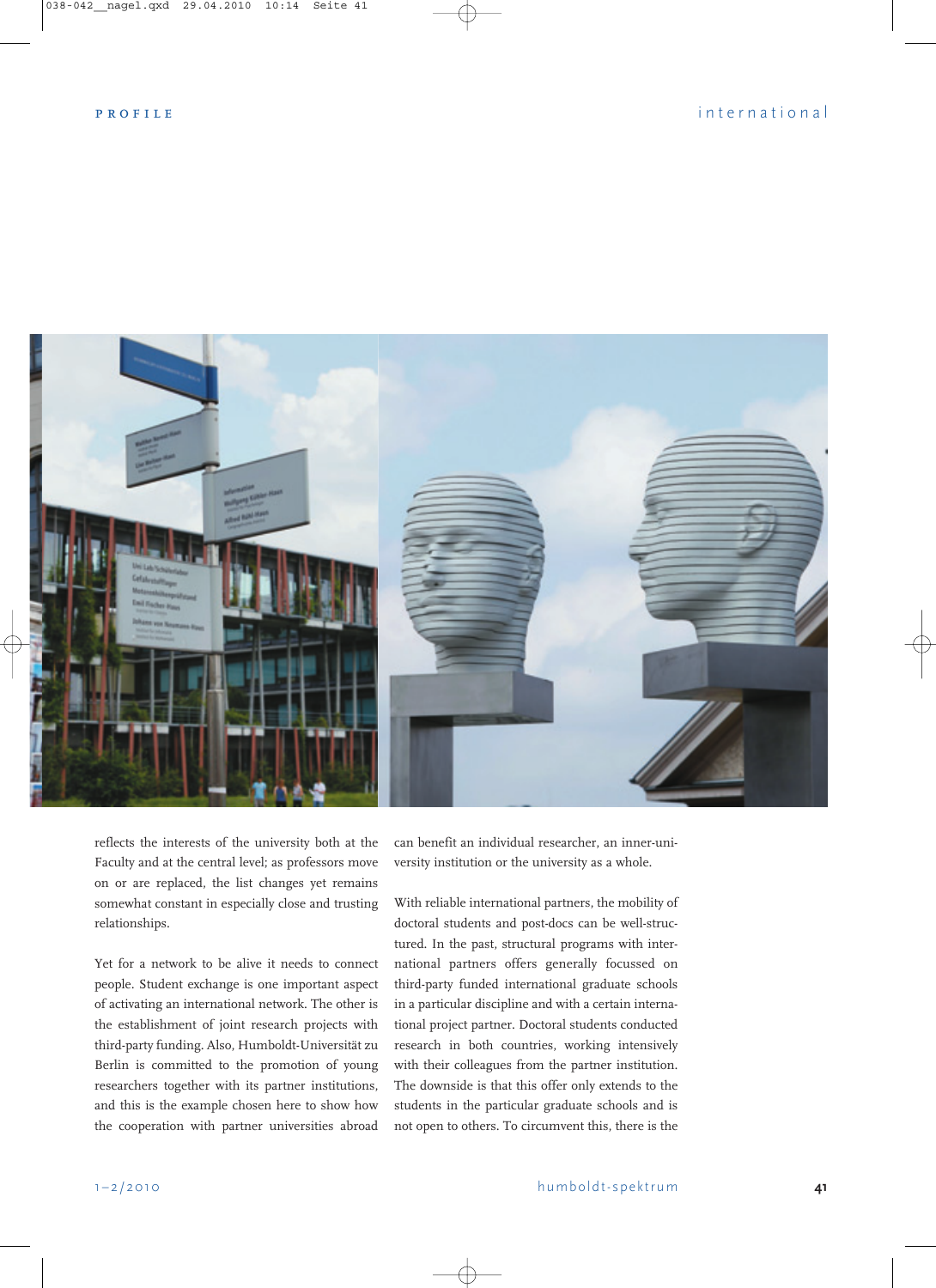reflects the interests of the university both at the Faculty and at the central level; as professors move on or are replaced, the list changes yet remains somewhat constant in especially close and trusting relationships.

Yet for a network to be alive it needs to connect people. Student exchange is one important aspect of activating an international network. The other is the establishment of joint research projects with third-party funding. Also, Humboldt-Universität zu Berlin is committed to the promotion of young researchers together with its partner institutions, and this is the example chosen here to show how the cooperation with partner universities abroad can benefit an individual researcher, an inner-university institution or the university as a whole.

With reliable international partners, the mobility of doctoral students and post-docs can be well-structured. In the past, structural programs with international partners offers generally focussed on third-party funded international graduate schools in a particular discipline and with a certain international project partner. Doctoral students conducted research in both countries, working intensively with their colleagues from the partner institution. The downside is that this offer only extends to the students in the particular graduate schools and is not open to others. To circumvent this, there is the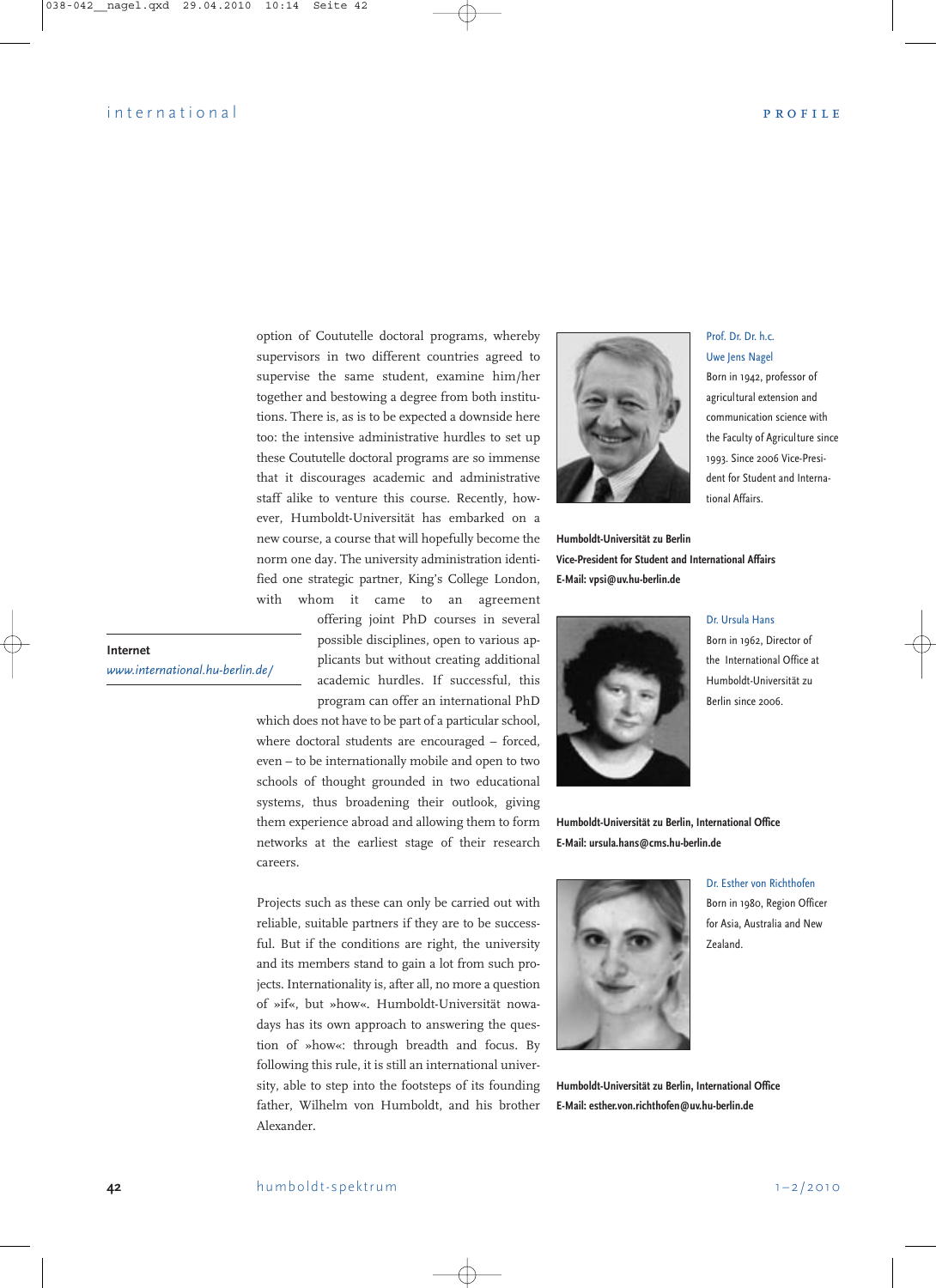option of Cotutelle doctoral programs, whereby supervisors in two different countries agreed to supervise the same student, examine him/her together and bestowing a degree from both institutions. There is, as is to be expected a downside here too: the intensive administrative hurdles to set up these Cotutelle doctoral programs are so immense that it discourages academic and administrative staff alike to venture this course. Recently, however, Humboldt-Universität has embarked on a new course, a course that will hopefully become the norm one day. The university administration identified one strategic partner, King's College London, with whom it came to an agreement offering joint PhD courses in several possible disciplines, open to various applicants but without creating additional academic hurdles. If successful, this program can offer an international PhD which does not have to be part of a particular school, where doctoral students are encouraged – forced, even – to be internationally mobile and open to two schools of thought grounded in two educational systems, thus broadening their outlook, giving them experience abroad and allowing them to form networks at the earliest stage of their research careers.

Projects such as these can only be carried out with reliable, suitable partners if they are to be successful. But if the conditions are right, the university and its members stand to gain a lot from such projects. Internationality is, after all, no more a question of »if«, but »how«. Humboldt-Universität nowadays has its own approach to answering the question of »how«: through breadth and focus. By following this rule, it is still an international university, able to step into the footsteps of its founding father, Wilhelm von Humboldt, and his brother Alexander.

**Internet**
*www.international.hu-berlin.de/*

Prof. Dr. Dr. h.c.
Uwe Jens Nagel
Born in 1942, professor of agricultural extension and communication science with the Faculty of Agriculture since 1993. Since 2006 Vice-President for Student and International Affairs.

**Humboldt-Universität zu Berlin**
**Vice-President for Student and International Affairs**
**E-Mail: vpsi@uv.hu-berlin.de**

Dr. Ursula Hans
Born in 1962, Director of the International Office at Humboldt-Universität zu Berlin since 2006.

**Humboldt-Universität zu Berlin, International Office**
**E-Mail: ursula.hans@cms.hu-berlin.de**

Dr. Esther von Richthofen
Born in 1980, Region Officer for Asia, Australia and New Zealand.

**Humboldt-Universität zu Berlin, International Office**
**E-Mail: esther.von.richthofen@uv.hu-berlin.de**